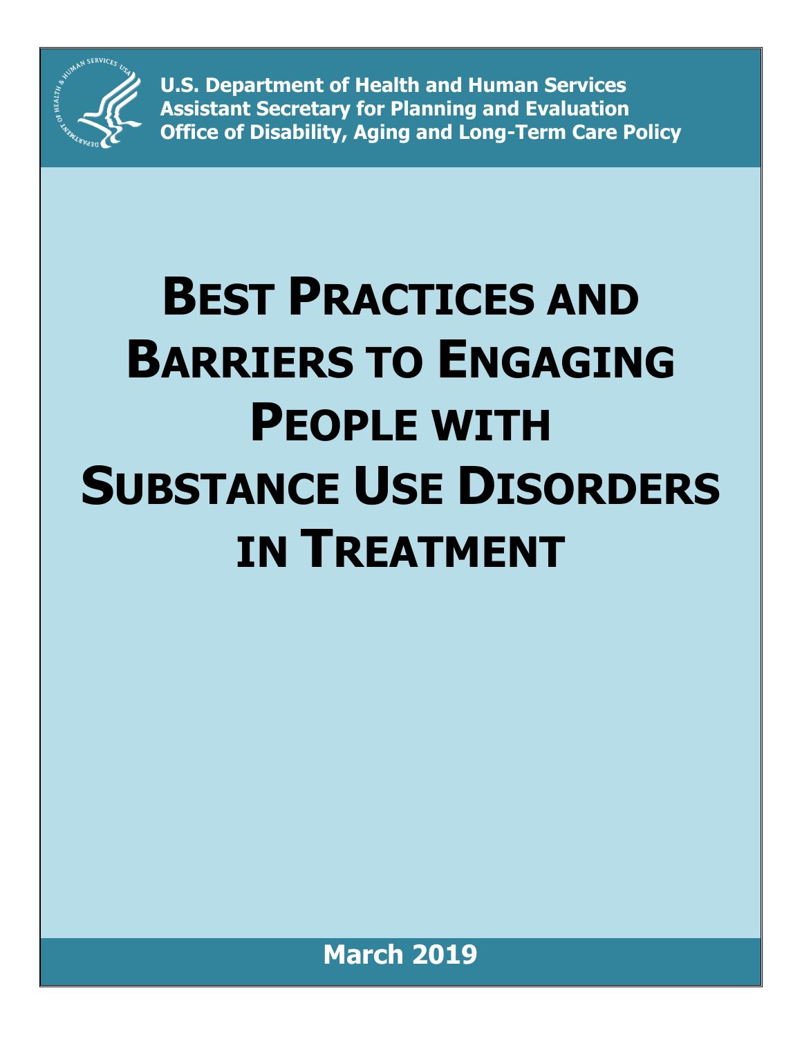**U.S. Department of Health and Human Services**
**Assistant Secretary for Planning and Evaluation**
**Office of Disability, Aging and Long-Term Care Policy**

# BEST PRACTICES AND BARRIERS TO ENGAGING PEOPLE WITH SUBSTANCE USE DISORDERS IN TREATMENT

**March 2019**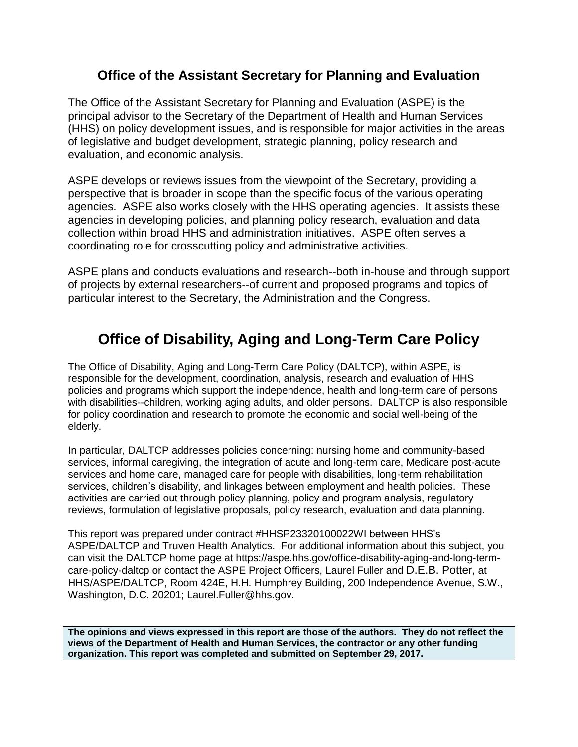## Office of the Assistant Secretary for Planning and Evaluation

The Office of the Assistant Secretary for Planning and Evaluation (ASPE) is the principal advisor to the Secretary of the Department of Health and Human Services (HHS) on policy development issues, and is responsible for major activities in the areas of legislative and budget development, strategic planning, policy research and evaluation, and economic analysis.

ASPE develops or reviews issues from the viewpoint of the Secretary, providing a perspective that is broader in scope than the specific focus of the various operating agencies. ASPE also works closely with the HHS operating agencies. It assists these agencies in developing policies, and planning policy research, evaluation and data collection within broad HHS and administration initiatives. ASPE often serves a coordinating role for crosscutting policy and administrative activities.

ASPE plans and conducts evaluations and research--both in-house and through support of projects by external researchers--of current and proposed programs and topics of particular interest to the Secretary, the Administration and the Congress.

# Office of Disability, Aging and Long-Term Care Policy

The Office of Disability, Aging and Long-Term Care Policy (DALTCP), within ASPE, is responsible for the development, coordination, analysis, research and evaluation of HHS policies and programs which support the independence, health and long-term care of persons with disabilities--children, working aging adults, and older persons. DALTCP is also responsible for policy coordination and research to promote the economic and social well-being of the elderly.

In particular, DALTCP addresses policies concerning: nursing home and community-based services, informal caregiving, the integration of acute and long-term care, Medicare post-acute services and home care, managed care for people with disabilities, long-term rehabilitation services, children's disability, and linkages between employment and health policies. These activities are carried out through policy planning, policy and program analysis, regulatory reviews, formulation of legislative proposals, policy research, evaluation and data planning.

This report was prepared under contract #HHSP23320100022WI between HHS's ASPE/DALTCP and Truven Health Analytics. For additional information about this subject, you can visit the DALTCP home page at https://aspe.hhs.gov/office-disability-aging-and-long-term-care-policy-daltcp or contact the ASPE Project Officers, Laurel Fuller and D.E.B. Potter, at HHS/ASPE/DALTCP, Room 424E, H.H. Humphrey Building, 200 Independence Avenue, S.W., Washington, D.C. 20201; Laurel.Fuller@hhs.gov.

**The opinions and views expressed in this report are those of the authors. They do not reflect the views of the Department of Health and Human Services, the contractor or any other funding organization. This report was completed and submitted on September 29, 2017.**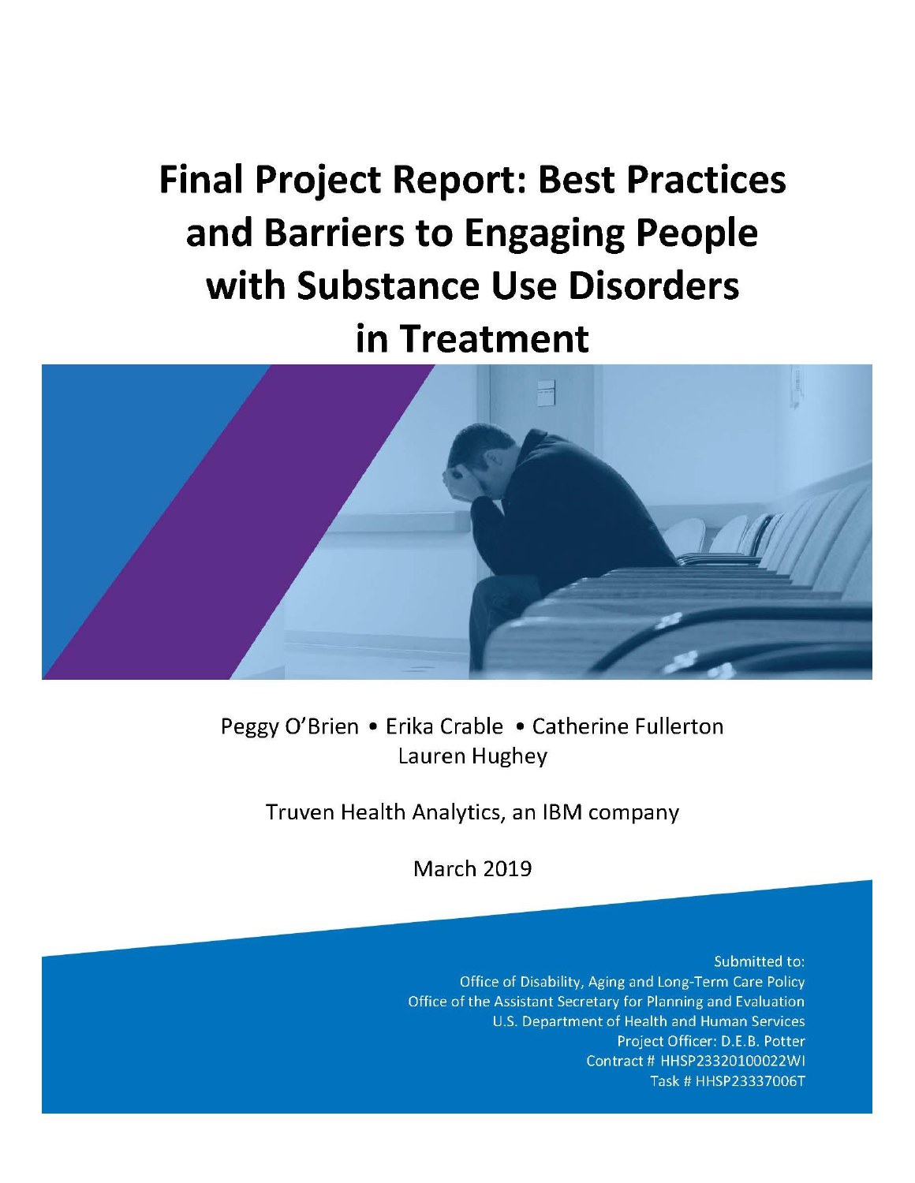# Final Project Report: Best Practices and Barriers to Engaging People with Substance Use Disorders in Treatment

Peggy O'Brien • Erika Crable • Catherine Fullerton
Lauren Hughey

Truven Health Analytics, an IBM company

March 2019

Submitted to:
Office of Disability, Aging and Long-Term Care Policy
Office of the Assistant Secretary for Planning and Evaluation
U.S. Department of Health and Human Services
Project Officer: D.E.B. Potter
Contract # HHSP23320100022WI
Task # HHSP23337006T